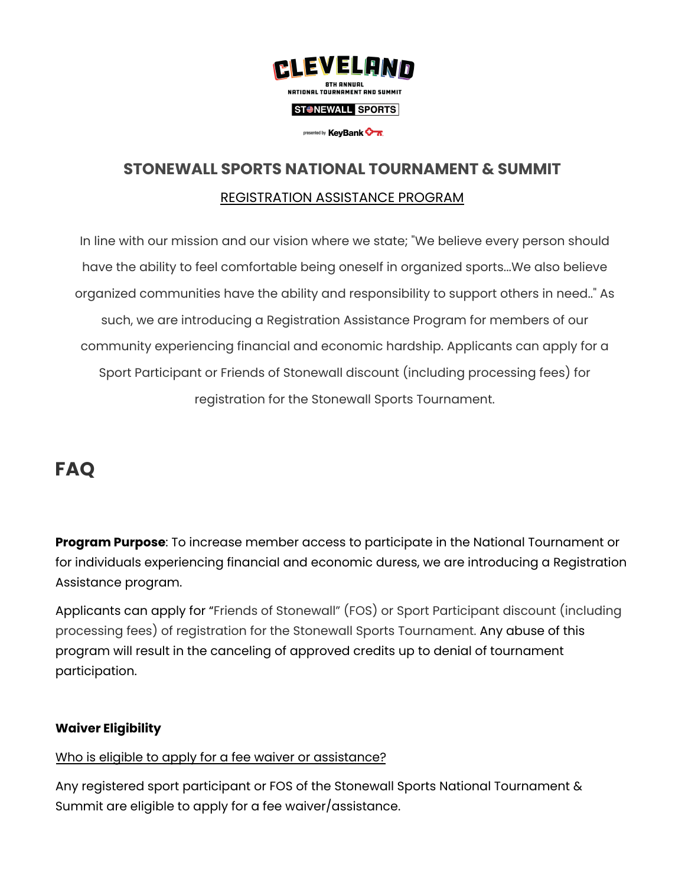CLEVELAND

8TH ANNUAL NATIONAL TOURNAMENT AND SUMMIT

STONEWALL SPORTS

presented by KeyBank

## STONEWALL SPORTS NATIONAL TOURNAMENT & SUMMIT

REGISTRATION ASSISTANCE PROGRAM

In line with our mission and our vision where we state; "We believe every person should have the ability to feel comfortable being oneself in organized sports...We also believe organized communities have the ability and responsibility to support others in need.." As such, we are introducing a Registration Assistance Program for members of our community experiencing financial and economic hardship. Applicants can apply for a Sport Participant or Friends of Stonewall discount (including processing fees) for registration for the Stonewall Sports Tournament.

# FAQ

**Program Purpose**: To increase member access to participate in the National Tournament or for individuals experiencing financial and economic duress, we are introducing a Registration Assistance program.

Applicants can apply for "Friends of Stonewall" (FOS) or Sport Participant discount (including processing fees) of registration for the Stonewall Sports Tournament. Any abuse of this program will result in the canceling of approved credits up to denial of tournament participation.

**Waiver Eligibility**

Who is eligible to apply for a fee waiver or assistance?

Any registered sport participant or FOS of the Stonewall Sports National Tournament & Summit are eligible to apply for a fee waiver/assistance.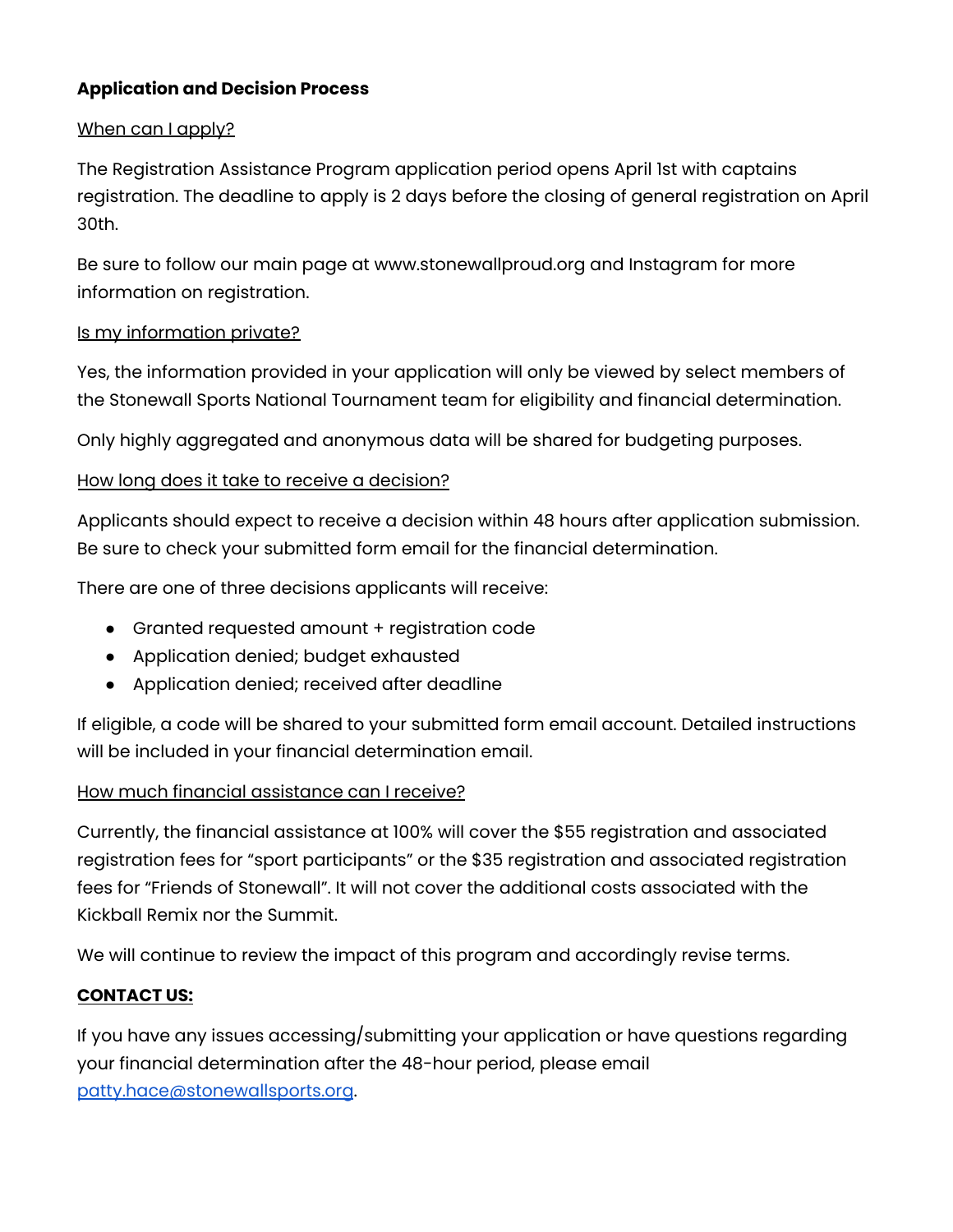**Application and Decision Process**

When can I apply?

The Registration Assistance Program application period opens April 1st with captains registration. The deadline to apply is 2 days before the closing of general registration on April 30th.

Be sure to follow our main page at www.stonewallproud.org and Instagram for more information on registration.

Is my information private?

Yes, the information provided in your application will only be viewed by select members of the Stonewall Sports National Tournament team for eligibility and financial determination.

Only highly aggregated and anonymous data will be shared for budgeting purposes.

How long does it take to receive a decision?

Applicants should expect to receive a decision within 48 hours after application submission. Be sure to check your submitted form email for the financial determination.

There are one of three decisions applicants will receive:

- Granted requested amount + registration code
- Application denied; budget exhausted
- Application denied; received after deadline

If eligible, a code will be shared to your submitted form email account. Detailed instructions will be included in your financial determination email.

How much financial assistance can I receive?

Currently, the financial assistance at 100% will cover the $55 registration and associated registration fees for "sport participants" or the $35 registration and associated registration fees for "Friends of Stonewall". It will not cover the additional costs associated with the Kickball Remix nor the Summit.

We will continue to review the impact of this program and accordingly revise terms.

**CONTACT US:**

If you have any issues accessing/submitting your application or have questions regarding your financial determination after the 48-hour period, please email patty.hace@stonewallsports.org.